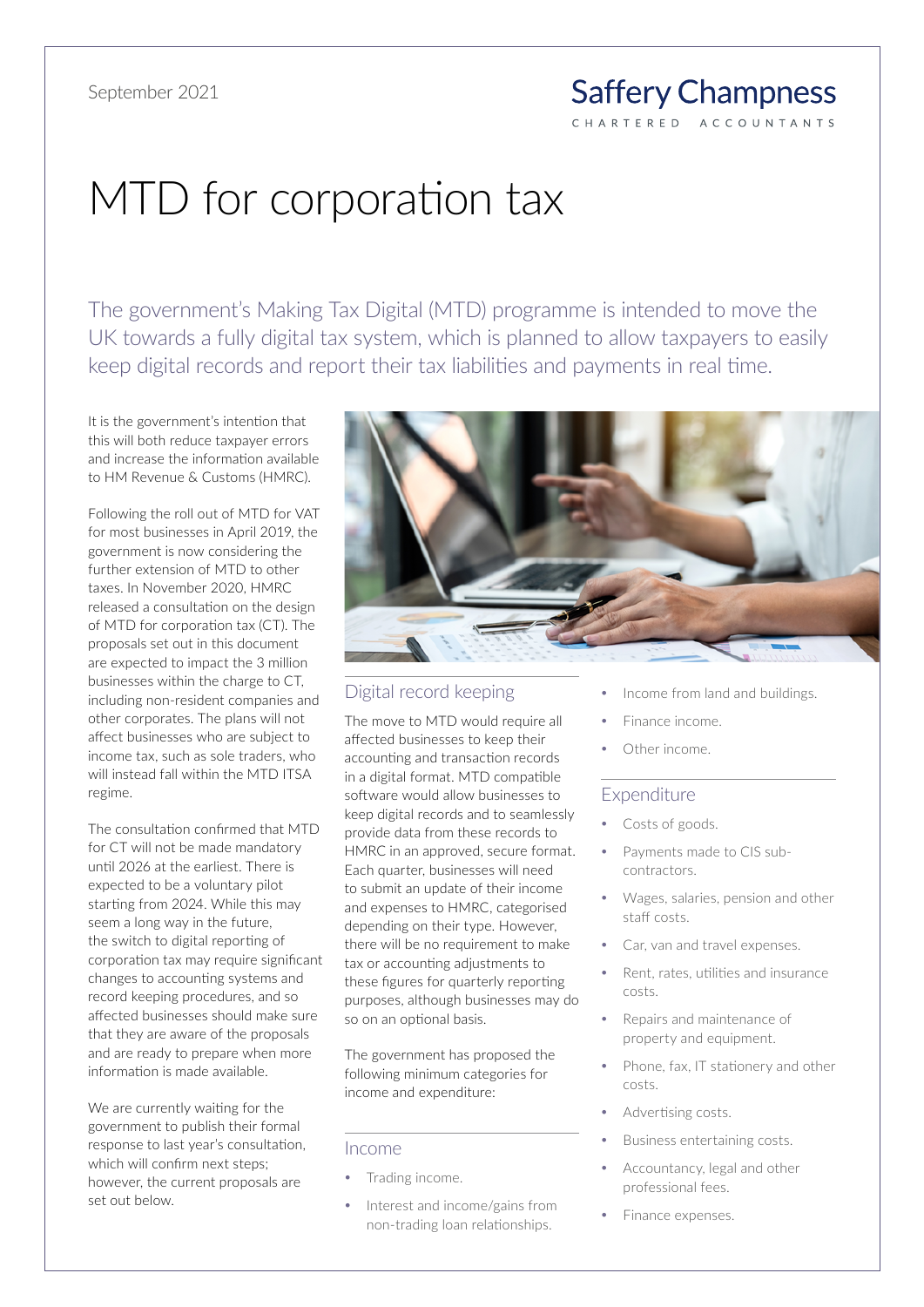September 2021

Saffery Champness
CHARTERED ACCOUNTANTS

# MTD for corporation tax

The government's Making Tax Digital (MTD) programme is intended to move the UK towards a fully digital tax system, which is planned to allow taxpayers to easily keep digital records and report their tax liabilities and payments in real time.

It is the government's intention that this will both reduce taxpayer errors and increase the information available to HM Revenue & Customs (HMRC).

Following the roll out of MTD for VAT for most businesses in April 2019, the government is now considering the further extension of MTD to other taxes. In November 2020, HMRC released a consultation on the design of MTD for corporation tax (CT). The proposals set out in this document are expected to impact the 3 million businesses within the charge to CT, including non-resident companies and other corporates. The plans will not affect businesses who are subject to income tax, such as sole traders, who will instead fall within the MTD ITSA regime.

The consultation confirmed that MTD for CT will not be made mandatory until 2026 at the earliest. There is expected to be a voluntary pilot starting from 2024. While this may seem a long way in the future, the switch to digital reporting of corporation tax may require significant changes to accounting systems and record keeping procedures, and so affected businesses should make sure that they are aware of the proposals and are ready to prepare when more information is made available.

We are currently waiting for the government to publish their formal response to last year's consultation, which will confirm next steps; however, the current proposals are set out below.

## Digital record keeping

The move to MTD would require all affected businesses to keep their accounting and transaction records in a digital format. MTD compatible software would allow businesses to keep digital records and to seamlessly provide data from these records to HMRC in an approved, secure format. Each quarter, businesses will need to submit an update of their income and expenses to HMRC, categorised depending on their type. However, there will be no requirement to make tax or accounting adjustments to these figures for quarterly reporting purposes, although businesses may do so on an optional basis.

The government has proposed the following minimum categories for income and expenditure:

### Income

- Trading income.
- Interest and income/gains from non-trading loan relationships.
- Income from land and buildings.
- Finance income.
- Other income.

### Expenditure

- Costs of goods.
- Payments made to CIS sub-contractors.
- Wages, salaries, pension and other staff costs.
- Car, van and travel expenses.
- Rent, rates, utilities and insurance costs.
- Repairs and maintenance of property and equipment.
- Phone, fax, IT stationery and other costs.
- Advertising costs.
- Business entertaining costs.
- Accountancy, legal and other professional fees.
- Finance expenses.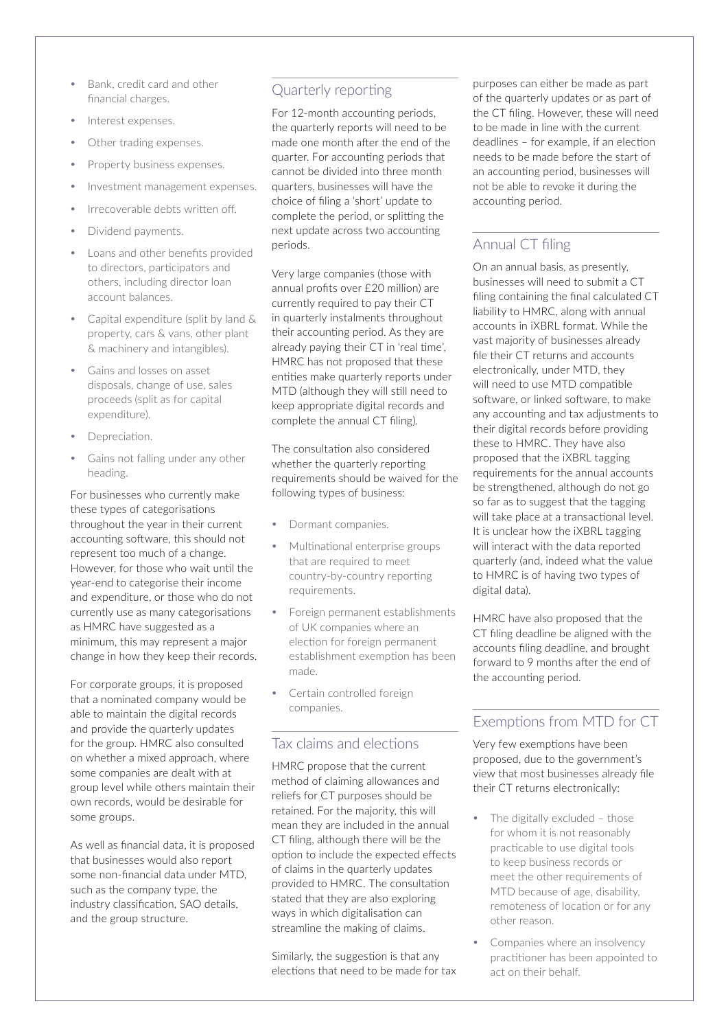- Bank, credit card and other financial charges.
- Interest expenses.
- Other trading expenses.
- Property business expenses.
- Investment management expenses.
- Irrecoverable debts written off.
- Dividend payments.
- Loans and other benefits provided to directors, participators and others, including director loan account balances.
- Capital expenditure (split by land & property, cars & vans, other plant & machinery and intangibles).
- Gains and losses on asset disposals, change of use, sales proceeds (split as for capital expenditure).
- Depreciation.
- Gains not falling under any other heading.

For businesses who currently make these types of categorisations throughout the year in their current accounting software, this should not represent too much of a change. However, for those who wait until the year-end to categorise their income and expenditure, or those who do not currently use as many categorisations as HMRC have suggested as a minimum, this may represent a major change in how they keep their records.

For corporate groups, it is proposed that a nominated company would be able to maintain the digital records and provide the quarterly updates for the group. HMRC also consulted on whether a mixed approach, where some companies are dealt with at group level while others maintain their own records, would be desirable for some groups.

As well as financial data, it is proposed that businesses would also report some non-financial data under MTD, such as the company type, the industry classification, SAO details, and the group structure.

## Quarterly reporting

For 12-month accounting periods, the quarterly reports will need to be made one month after the end of the quarter. For accounting periods that cannot be divided into three month quarters, businesses will have the choice of filing a 'short' update to complete the period, or splitting the next update across two accounting periods.

Very large companies (those with annual profits over £20 million) are currently required to pay their CT in quarterly instalments throughout their accounting period. As they are already paying their CT in 'real time', HMRC has not proposed that these entities make quarterly reports under MTD (although they will still need to keep appropriate digital records and complete the annual CT filing).

The consultation also considered whether the quarterly reporting requirements should be waived for the following types of business:

- Dormant companies.
- Multinational enterprise groups that are required to meet country-by-country reporting requirements.
- Foreign permanent establishments of UK companies where an election for foreign permanent establishment exemption has been made.
- Certain controlled foreign companies.

## Tax claims and elections

HMRC propose that the current method of claiming allowances and reliefs for CT purposes should be retained. For the majority, this will mean they are included in the annual CT filing, although there will be the option to include the expected effects of claims in the quarterly updates provided to HMRC. The consultation stated that they are also exploring ways in which digitalisation can streamline the making of claims.

Similarly, the suggestion is that any elections that need to be made for tax purposes can either be made as part of the quarterly updates or as part of the CT filing. However, these will need to be made in line with the current deadlines – for example, if an election needs to be made before the start of an accounting period, businesses will not be able to revoke it during the accounting period.

## Annual CT filing

On an annual basis, as presently, businesses will need to submit a CT filing containing the final calculated CT liability to HMRC, along with annual accounts in iXBRL format. While the vast majority of businesses already file their CT returns and accounts electronically, under MTD, they will need to use MTD compatible software, or linked software, to make any accounting and tax adjustments to their digital records before providing these to HMRC. They have also proposed that the iXBRL tagging requirements for the annual accounts be strengthened, although do not go so far as to suggest that the tagging will take place at a transactional level. It is unclear how the iXBRL tagging will interact with the data reported quarterly (and, indeed what the value to HMRC is of having two types of digital data).

HMRC have also proposed that the CT filing deadline be aligned with the accounts filing deadline, and brought forward to 9 months after the end of the accounting period.

## Exemptions from MTD for CT

Very few exemptions have been proposed, due to the government's view that most businesses already file their CT returns electronically:

- The digitally excluded – those for whom it is not reasonably practicable to use digital tools to keep business records or meet the other requirements of MTD because of age, disability, remoteness of location or for any other reason.
- Companies where an insolvency practitioner has been appointed to act on their behalf.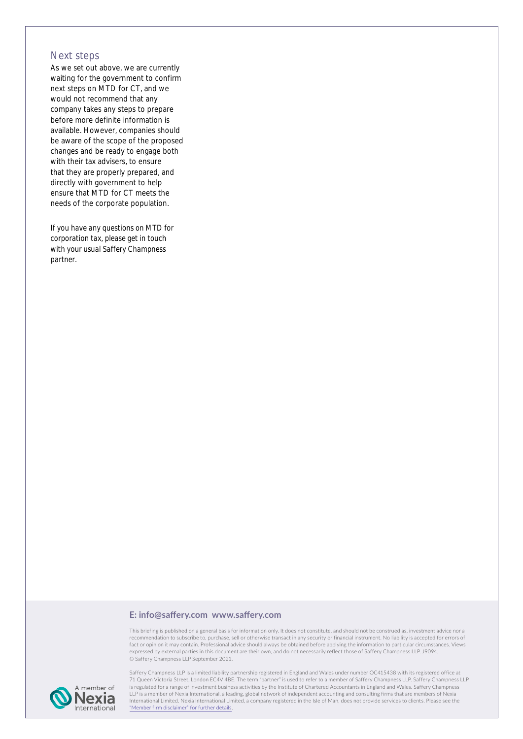## Next steps

As we set out above, we are currently waiting for the government to confirm next steps on MTD for CT, and we would not recommend that any company takes any steps to prepare before more definite information is available. However, companies should be aware of the scope of the proposed changes and be ready to engage both with their tax advisers, to ensure that they are properly prepared, and directly with government to help ensure that MTD for CT meets the needs of the corporate population.

If you have any questions on MTD for corporation tax, please get in touch with your usual Saffery Champness partner.

**E: info@saffery.com  www.saffery.com**

This briefing is published on a general basis for information only. It does not constitute, and should not be construed as, investment advice nor a recommendation to subscribe to, purchase, sell or otherwise transact in any security or financial instrument. No liability is accepted for errors of fact or opinion it may contain. Professional advice should always be obtained before applying the information to particular circumstances. Views expressed by external parties in this document are their own, and do not necessarily reflect those of Saffery Champness LLP. J9094.
© Saffery Champness LLP September 2021.

A member of Nexia International

Saffery Champness LLP is a limited liability partnership registered in England and Wales under number OC415438 with its registered office at 71 Queen Victoria Street, London EC4V 4BE. The term "partner" is used to refer to a member of Saffery Champness LLP. Saffery Champness LLP is regulated for a range of investment business activities by the Institute of Chartered Accountants in England and Wales. Saffery Champness LLP is a member of Nexia International, a leading, global network of independent accounting and consulting firms that are members of Nexia International Limited. Nexia International Limited, a company registered in the Isle of Man, does not provide services to clients. Please see the "Member firm disclaimer" for further details.